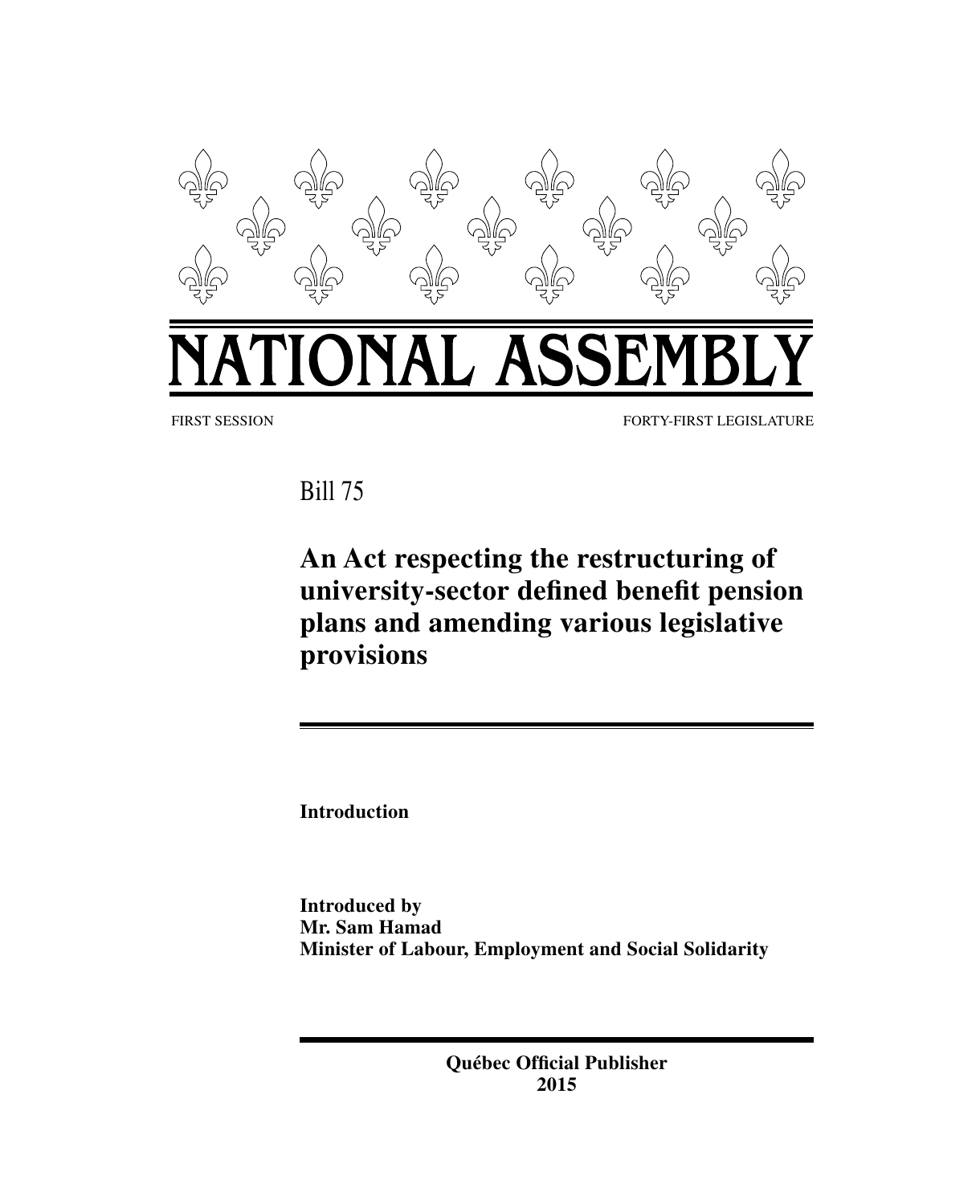# NATIONAL ASSEMBLY

FIRST SESSION FORTY-FIRST LEGISLATURE

Bill 75

## An Act respecting the restructuring of university-sector defined benefit pension plans and amending various legislative provisions

**Introduction**

**Introduced by**
**Mr. Sam Hamad**
**Minister of Labour, Employment and Social Solidarity**

**Québec Official Publisher**
**2015**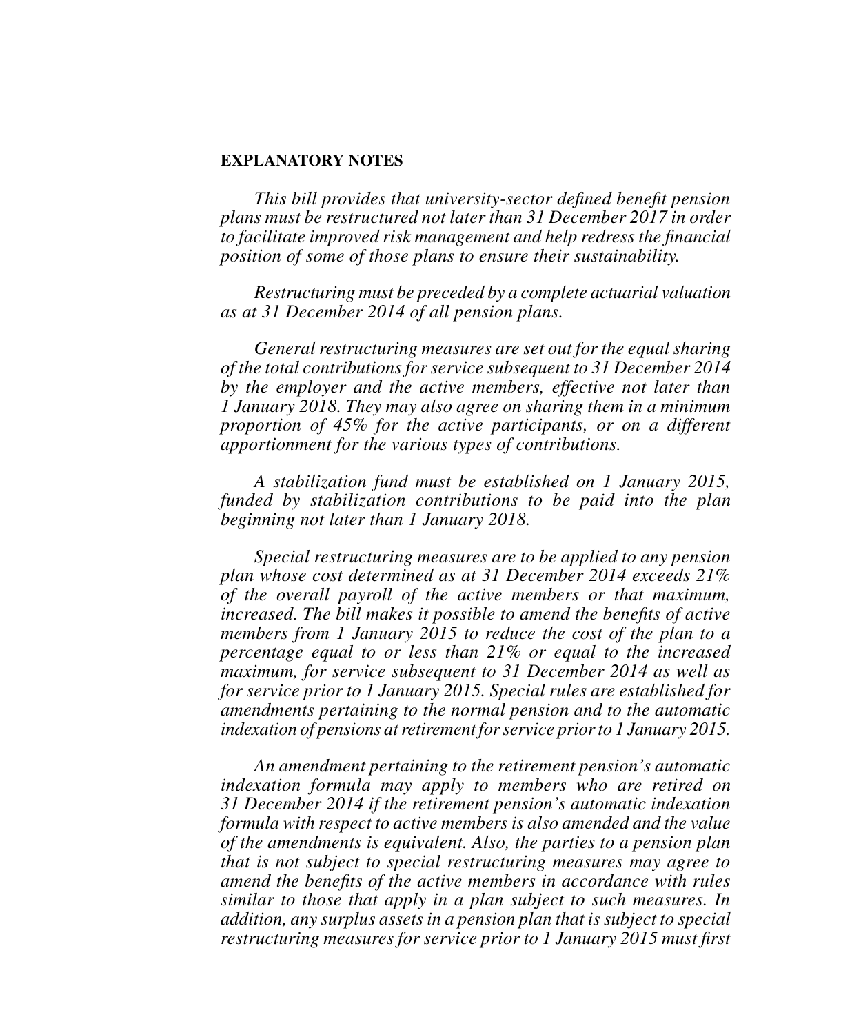**EXPLANATORY NOTES**

*This bill provides that university-sector defined benefit pension plans must be restructured not later than 31 December 2017 in order to facilitate improved risk management and help redress the financial position of some of those plans to ensure their sustainability.*

*Restructuring must be preceded by a complete actuarial valuation as at 31 December 2014 of all pension plans.*

*General restructuring measures are set out for the equal sharing of the total contributions for service subsequent to 31 December 2014 by the employer and the active members, effective not later than 1 January 2018. They may also agree on sharing them in a minimum proportion of 45% for the active participants, or on a different apportionment for the various types of contributions.*

*A stabilization fund must be established on 1 January 2015, funded by stabilization contributions to be paid into the plan beginning not later than 1 January 2018.*

*Special restructuring measures are to be applied to any pension plan whose cost determined as at 31 December 2014 exceeds 21% of the overall payroll of the active members or that maximum, increased. The bill makes it possible to amend the benefits of active members from 1 January 2015 to reduce the cost of the plan to a percentage equal to or less than 21% or equal to the increased maximum, for service subsequent to 31 December 2014 as well as for service prior to 1 January 2015. Special rules are established for amendments pertaining to the normal pension and to the automatic indexation of pensions at retirement for service prior to 1 January 2015.*

*An amendment pertaining to the retirement pension's automatic indexation formula may apply to members who are retired on 31 December 2014 if the retirement pension's automatic indexation formula with respect to active members is also amended and the value of the amendments is equivalent. Also, the parties to a pension plan that is not subject to special restructuring measures may agree to amend the benefits of the active members in accordance with rules similar to those that apply in a plan subject to such measures. In addition, any surplus assets in a pension plan that is subject to special restructuring measures for service prior to 1 January 2015 must first*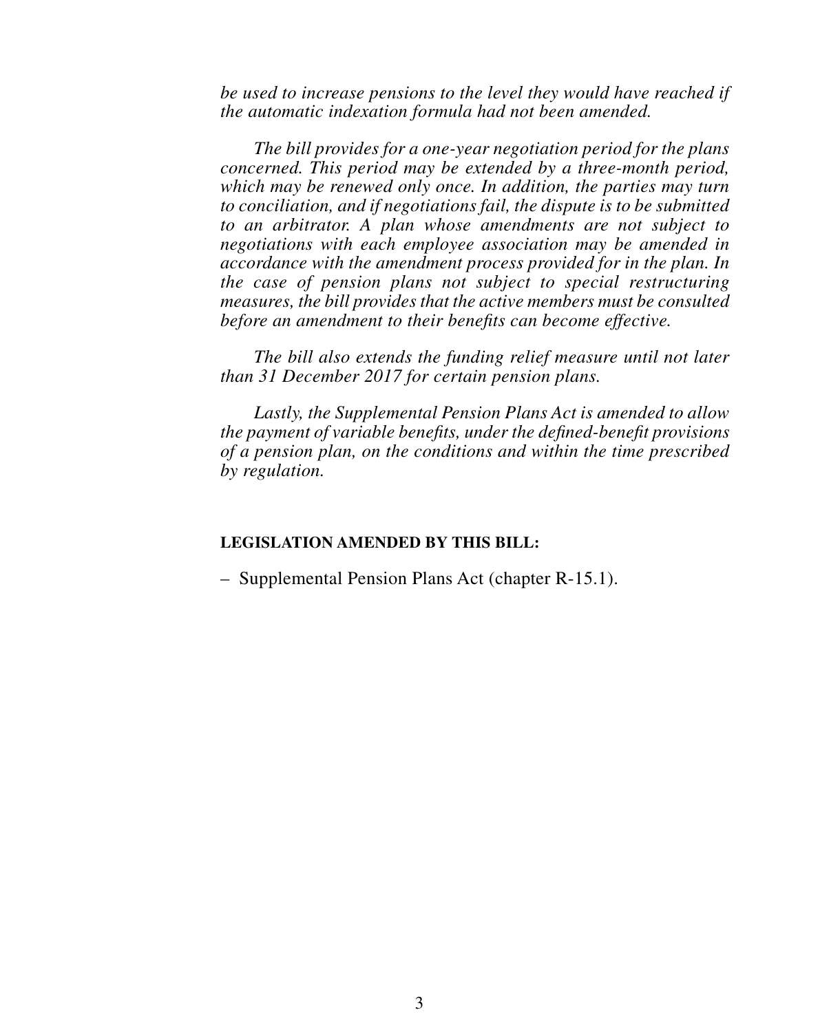*be used to increase pensions to the level they would have reached if the automatic indexation formula had not been amended.*

*The bill provides for a one-year negotiation period for the plans concerned. This period may be extended by a three-month period, which may be renewed only once. In addition, the parties may turn to conciliation, and if negotiations fail, the dispute is to be submitted to an arbitrator. A plan whose amendments are not subject to negotiations with each employee association may be amended in accordance with the amendment process provided for in the plan. In the case of pension plans not subject to special restructuring measures, the bill provides that the active members must be consulted before an amendment to their benefits can become effective.*

*The bill also extends the funding relief measure until not later than 31 December 2017 for certain pension plans.*

*Lastly, the Supplemental Pension Plans Act is amended to allow the payment of variable benefits, under the defined-benefit provisions of a pension plan, on the conditions and within the time prescribed by regulation.*

**LEGISLATION AMENDED BY THIS BILL:**

– Supplemental Pension Plans Act (chapter R-15.1).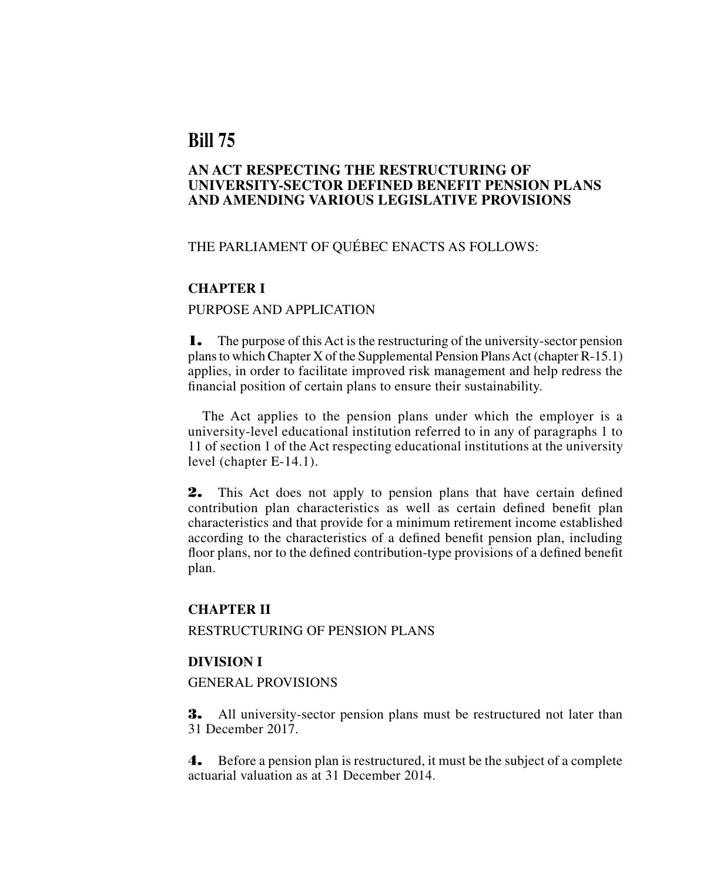# Bill 75

## AN ACT RESPECTING THE RESTRUCTURING OF UNIVERSITY-SECTOR DEFINED BENEFIT PENSION PLANS AND AMENDING VARIOUS LEGISLATIVE PROVISIONS

THE PARLIAMENT OF QUÉBEC ENACTS AS FOLLOWS:

### CHAPTER I

PURPOSE AND APPLICATION

**1.** The purpose of this Act is the restructuring of the university-sector pension plans to which Chapter X of the Supplemental Pension Plans Act (chapter R-15.1) applies, in order to facilitate improved risk management and help redress the financial position of certain plans to ensure their sustainability.

The Act applies to the pension plans under which the employer is a university-level educational institution referred to in any of paragraphs 1 to 11 of section 1 of the Act respecting educational institutions at the university level (chapter E-14.1).

**2.** This Act does not apply to pension plans that have certain defined contribution plan characteristics as well as certain defined benefit plan characteristics and that provide for a minimum retirement income established according to the characteristics of a defined benefit pension plan, including floor plans, nor to the defined contribution-type provisions of a defined benefit plan.

### CHAPTER II

RESTRUCTURING OF PENSION PLANS

### DIVISION I

GENERAL PROVISIONS

**3.** All university-sector pension plans must be restructured not later than 31 December 2017.

**4.** Before a pension plan is restructured, it must be the subject of a complete actuarial valuation as at 31 December 2014.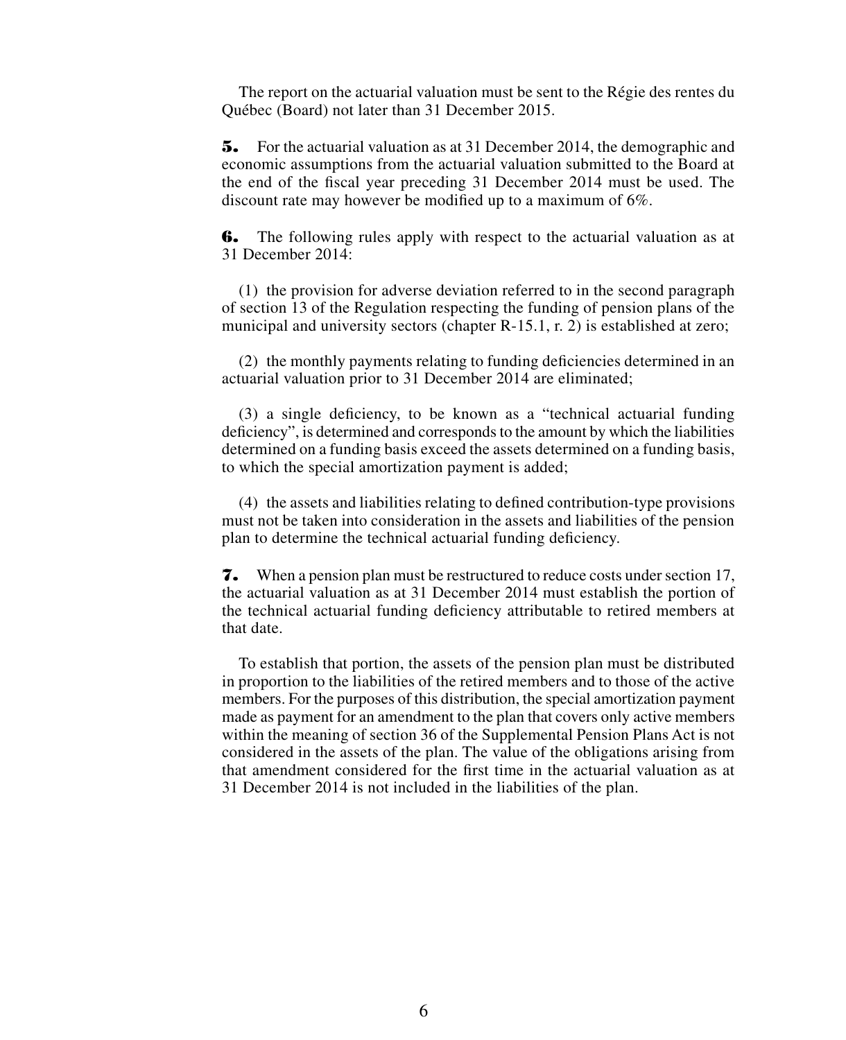The report on the actuarial valuation must be sent to the Régie des rentes du Québec (Board) not later than 31 December 2015.

**5.** For the actuarial valuation as at 31 December 2014, the demographic and economic assumptions from the actuarial valuation submitted to the Board at the end of the fiscal year preceding 31 December 2014 must be used. The discount rate may however be modified up to a maximum of 6%.

**6.** The following rules apply with respect to the actuarial valuation as at 31 December 2014:

(1) the provision for adverse deviation referred to in the second paragraph of section 13 of the Regulation respecting the funding of pension plans of the municipal and university sectors (chapter R-15.1, r. 2) is established at zero;

(2) the monthly payments relating to funding deficiencies determined in an actuarial valuation prior to 31 December 2014 are eliminated;

(3) a single deficiency, to be known as a "technical actuarial funding deficiency", is determined and corresponds to the amount by which the liabilities determined on a funding basis exceed the assets determined on a funding basis, to which the special amortization payment is added;

(4) the assets and liabilities relating to defined contribution-type provisions must not be taken into consideration in the assets and liabilities of the pension plan to determine the technical actuarial funding deficiency.

**7.** When a pension plan must be restructured to reduce costs under section 17, the actuarial valuation as at 31 December 2014 must establish the portion of the technical actuarial funding deficiency attributable to retired members at that date.

To establish that portion, the assets of the pension plan must be distributed in proportion to the liabilities of the retired members and to those of the active members. For the purposes of this distribution, the special amortization payment made as payment for an amendment to the plan that covers only active members within the meaning of section 36 of the Supplemental Pension Plans Act is not considered in the assets of the plan. The value of the obligations arising from that amendment considered for the first time in the actuarial valuation as at 31 December 2014 is not included in the liabilities of the plan.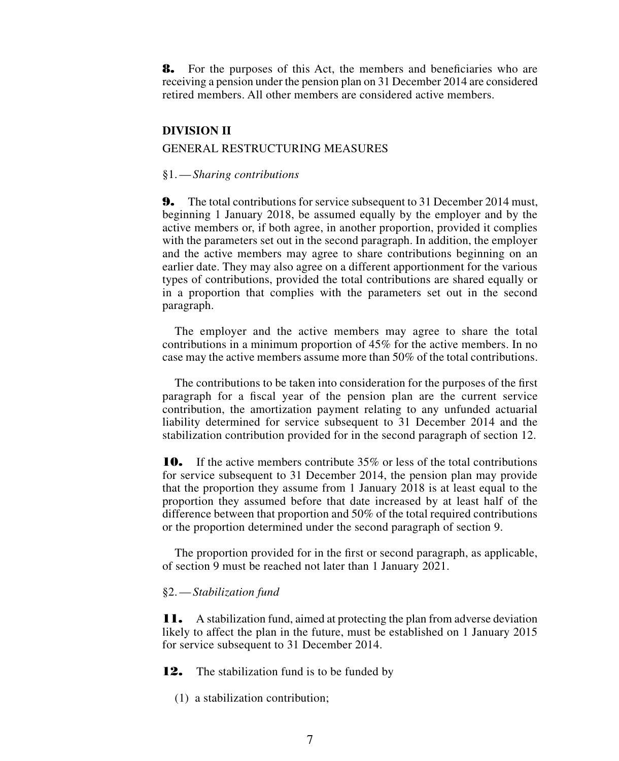**8.** For the purposes of this Act, the members and beneficiaries who are receiving a pension under the pension plan on 31 December 2014 are considered retired members. All other members are considered active members.

## DIVISION II

## GENERAL RESTRUCTURING MEASURES

### §1. — *Sharing contributions*

**9.** The total contributions for service subsequent to 31 December 2014 must, beginning 1 January 2018, be assumed equally by the employer and by the active members or, if both agree, in another proportion, provided it complies with the parameters set out in the second paragraph. In addition, the employer and the active members may agree to share contributions beginning on an earlier date. They may also agree on a different apportionment for the various types of contributions, provided the total contributions are shared equally or in a proportion that complies with the parameters set out in the second paragraph.

The employer and the active members may agree to share the total contributions in a minimum proportion of 45% for the active members. In no case may the active members assume more than 50% of the total contributions.

The contributions to be taken into consideration for the purposes of the first paragraph for a fiscal year of the pension plan are the current service contribution, the amortization payment relating to any unfunded actuarial liability determined for service subsequent to 31 December 2014 and the stabilization contribution provided for in the second paragraph of section 12.

**10.** If the active members contribute 35% or less of the total contributions for service subsequent to 31 December 2014, the pension plan may provide that the proportion they assume from 1 January 2018 is at least equal to the proportion they assumed before that date increased by at least half of the difference between that proportion and 50% of the total required contributions or the proportion determined under the second paragraph of section 9.

The proportion provided for in the first or second paragraph, as applicable, of section 9 must be reached not later than 1 January 2021.

### §2. — *Stabilization fund*

**11.** A stabilization fund, aimed at protecting the plan from adverse deviation likely to affect the plan in the future, must be established on 1 January 2015 for service subsequent to 31 December 2014.

**12.** The stabilization fund is to be funded by

(1) a stabilization contribution;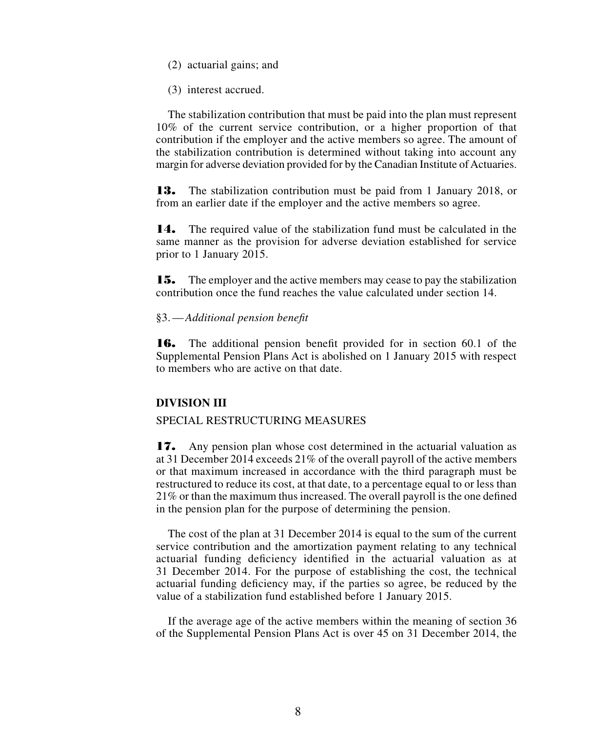(2) actuarial gains; and

(3) interest accrued.

The stabilization contribution that must be paid into the plan must represent 10% of the current service contribution, or a higher proportion of that contribution if the employer and the active members so agree. The amount of the stabilization contribution is determined without taking into account any margin for adverse deviation provided for by the Canadian Institute of Actuaries.

**13.** The stabilization contribution must be paid from 1 January 2018, or from an earlier date if the employer and the active members so agree.

**14.** The required value of the stabilization fund must be calculated in the same manner as the provision for adverse deviation established for service prior to 1 January 2015.

**15.** The employer and the active members may cease to pay the stabilization contribution once the fund reaches the value calculated under section 14.

§3. — *Additional pension benefit*

**16.** The additional pension benefit provided for in section 60.1 of the Supplemental Pension Plans Act is abolished on 1 January 2015 with respect to members who are active on that date.

**DIVISION III**

SPECIAL RESTRUCTURING MEASURES

**17.** Any pension plan whose cost determined in the actuarial valuation as at 31 December 2014 exceeds 21% of the overall payroll of the active members or that maximum increased in accordance with the third paragraph must be restructured to reduce its cost, at that date, to a percentage equal to or less than 21% or than the maximum thus increased. The overall payroll is the one defined in the pension plan for the purpose of determining the pension.

The cost of the plan at 31 December 2014 is equal to the sum of the current service contribution and the amortization payment relating to any technical actuarial funding deficiency identified in the actuarial valuation as at 31 December 2014. For the purpose of establishing the cost, the technical actuarial funding deficiency may, if the parties so agree, be reduced by the value of a stabilization fund established before 1 January 2015.

If the average age of the active members within the meaning of section 36 of the Supplemental Pension Plans Act is over 45 on 31 December 2014, the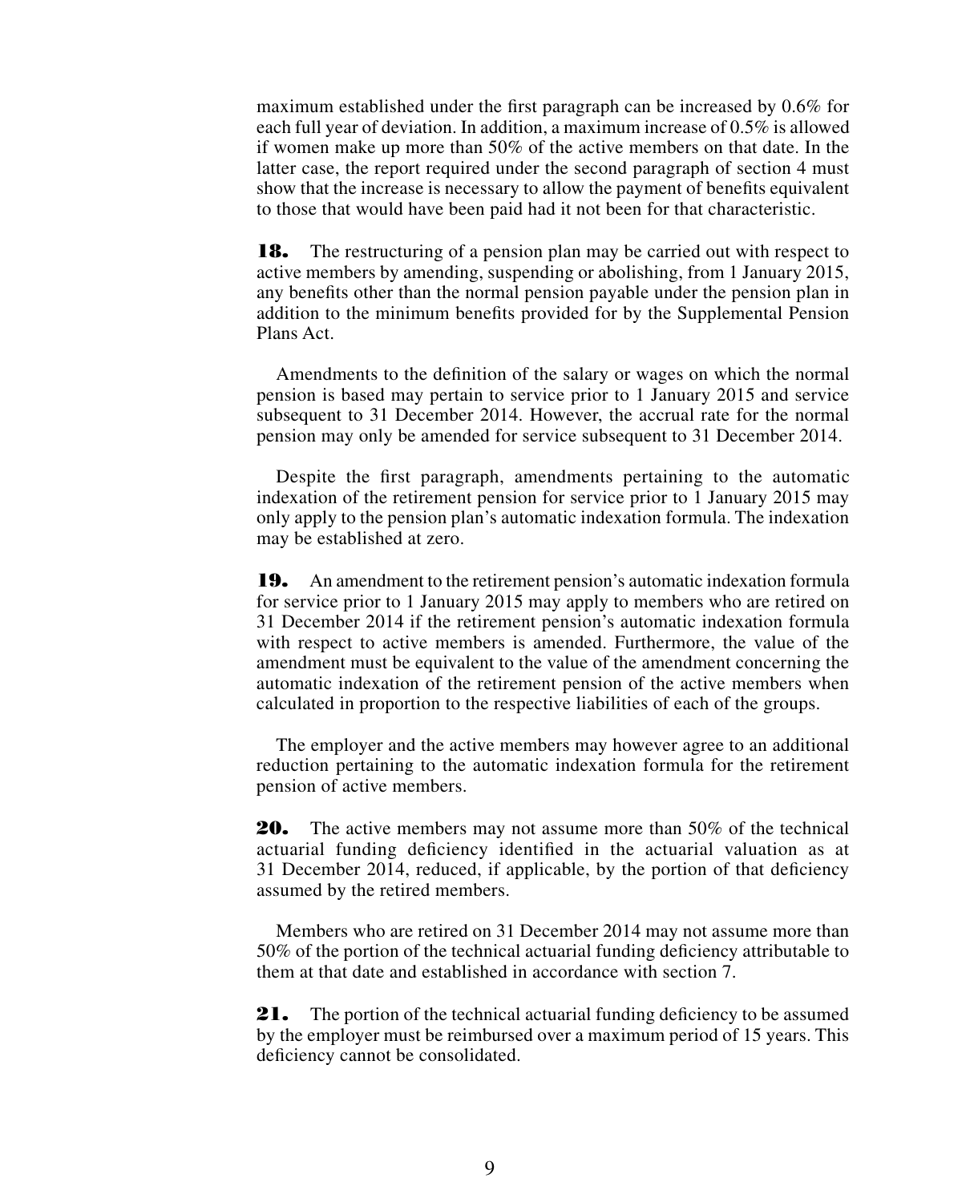maximum established under the first paragraph can be increased by 0.6% for each full year of deviation. In addition, a maximum increase of 0.5% is allowed if women make up more than 50% of the active members on that date. In the latter case, the report required under the second paragraph of section 4 must show that the increase is necessary to allow the payment of benefits equivalent to those that would have been paid had it not been for that characteristic.

**18.** The restructuring of a pension plan may be carried out with respect to active members by amending, suspending or abolishing, from 1 January 2015, any benefits other than the normal pension payable under the pension plan in addition to the minimum benefits provided for by the Supplemental Pension Plans Act.

Amendments to the definition of the salary or wages on which the normal pension is based may pertain to service prior to 1 January 2015 and service subsequent to 31 December 2014. However, the accrual rate for the normal pension may only be amended for service subsequent to 31 December 2014.

Despite the first paragraph, amendments pertaining to the automatic indexation of the retirement pension for service prior to 1 January 2015 may only apply to the pension plan's automatic indexation formula. The indexation may be established at zero.

**19.** An amendment to the retirement pension's automatic indexation formula for service prior to 1 January 2015 may apply to members who are retired on 31 December 2014 if the retirement pension's automatic indexation formula with respect to active members is amended. Furthermore, the value of the amendment must be equivalent to the value of the amendment concerning the automatic indexation of the retirement pension of the active members when calculated in proportion to the respective liabilities of each of the groups.

The employer and the active members may however agree to an additional reduction pertaining to the automatic indexation formula for the retirement pension of active members.

**20.** The active members may not assume more than 50% of the technical actuarial funding deficiency identified in the actuarial valuation as at 31 December 2014, reduced, if applicable, by the portion of that deficiency assumed by the retired members.

Members who are retired on 31 December 2014 may not assume more than 50% of the portion of the technical actuarial funding deficiency attributable to them at that date and established in accordance with section 7.

**21.** The portion of the technical actuarial funding deficiency to be assumed by the employer must be reimbursed over a maximum period of 15 years. This deficiency cannot be consolidated.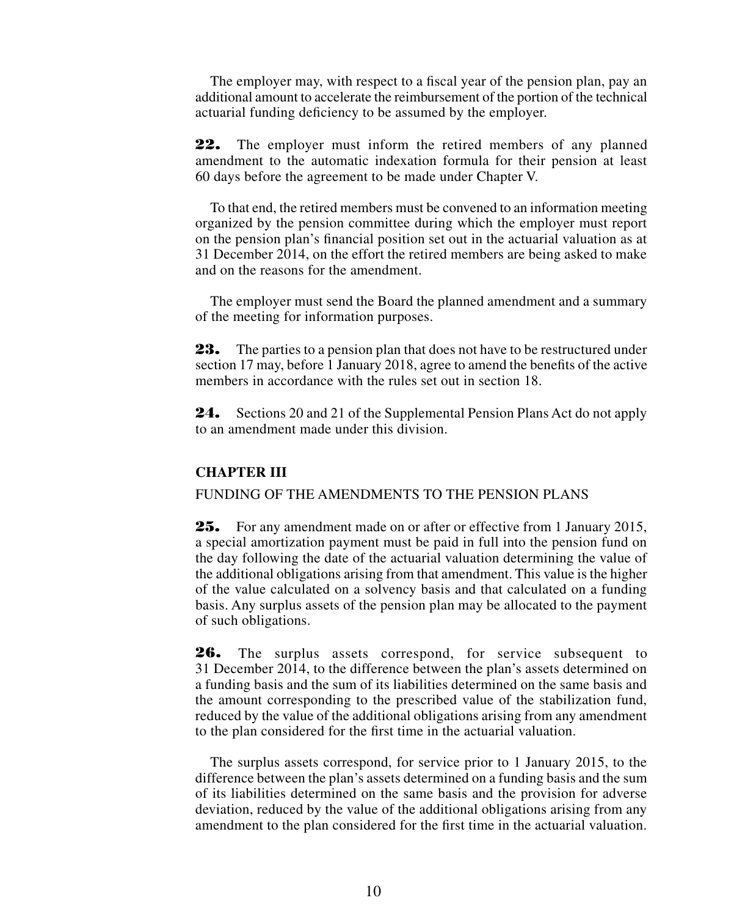The employer may, with respect to a fiscal year of the pension plan, pay an additional amount to accelerate the reimbursement of the portion of the technical actuarial funding deficiency to be assumed by the employer.

**22.** The employer must inform the retired members of any planned amendment to the automatic indexation formula for their pension at least 60 days before the agreement to be made under Chapter V.

To that end, the retired members must be convened to an information meeting organized by the pension committee during which the employer must report on the pension plan's financial position set out in the actuarial valuation as at 31 December 2014, on the effort the retired members are being asked to make and on the reasons for the amendment.

The employer must send the Board the planned amendment and a summary of the meeting for information purposes.

**23.** The parties to a pension plan that does not have to be restructured under section 17 may, before 1 January 2018, agree to amend the benefits of the active members in accordance with the rules set out in section 18.

**24.** Sections 20 and 21 of the Supplemental Pension Plans Act do not apply to an amendment made under this division.

### CHAPTER III

FUNDING OF THE AMENDMENTS TO THE PENSION PLANS

**25.** For any amendment made on or after or effective from 1 January 2015, a special amortization payment must be paid in full into the pension fund on the day following the date of the actuarial valuation determining the value of the additional obligations arising from that amendment. This value is the higher of the value calculated on a solvency basis and that calculated on a funding basis. Any surplus assets of the pension plan may be allocated to the payment of such obligations.

**26.** The surplus assets correspond, for service subsequent to 31 December 2014, to the difference between the plan's assets determined on a funding basis and the sum of its liabilities determined on the same basis and the amount corresponding to the prescribed value of the stabilization fund, reduced by the value of the additional obligations arising from any amendment to the plan considered for the first time in the actuarial valuation.

The surplus assets correspond, for service prior to 1 January 2015, to the difference between the plan's assets determined on a funding basis and the sum of its liabilities determined on the same basis and the provision for adverse deviation, reduced by the value of the additional obligations arising from any amendment to the plan considered for the first time in the actuarial valuation.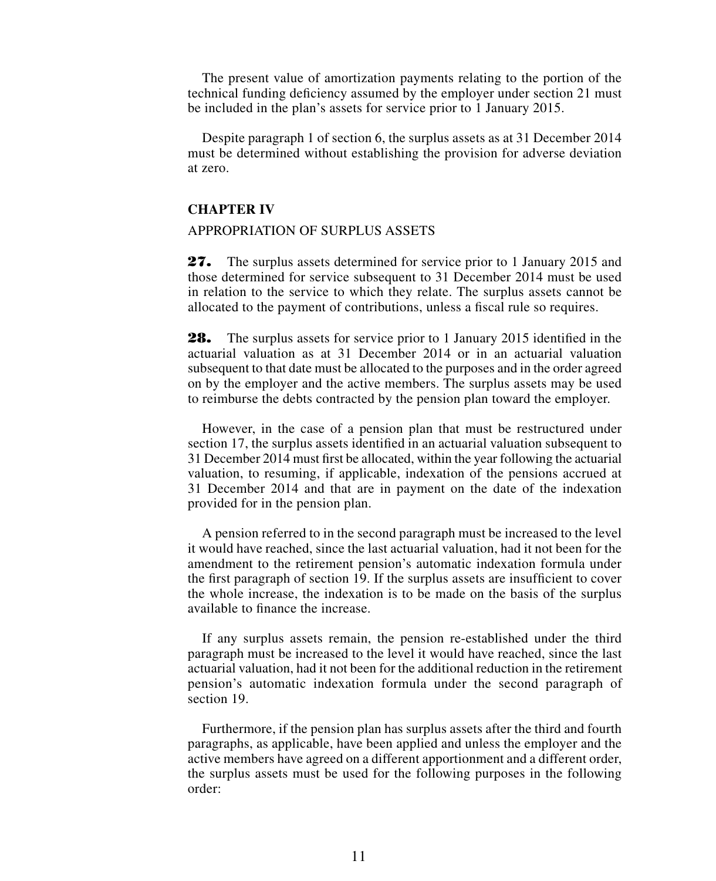The present value of amortization payments relating to the portion of the technical funding deficiency assumed by the employer under section 21 must be included in the plan's assets for service prior to 1 January 2015.

Despite paragraph 1 of section 6, the surplus assets as at 31 December 2014 must be determined without establishing the provision for adverse deviation at zero.

## CHAPTER IV

APPROPRIATION OF SURPLUS ASSETS

**27.** The surplus assets determined for service prior to 1 January 2015 and those determined for service subsequent to 31 December 2014 must be used in relation to the service to which they relate. The surplus assets cannot be allocated to the payment of contributions, unless a fiscal rule so requires.

**28.** The surplus assets for service prior to 1 January 2015 identified in the actuarial valuation as at 31 December 2014 or in an actuarial valuation subsequent to that date must be allocated to the purposes and in the order agreed on by the employer and the active members. The surplus assets may be used to reimburse the debts contracted by the pension plan toward the employer.

However, in the case of a pension plan that must be restructured under section 17, the surplus assets identified in an actuarial valuation subsequent to 31 December 2014 must first be allocated, within the year following the actuarial valuation, to resuming, if applicable, indexation of the pensions accrued at 31 December 2014 and that are in payment on the date of the indexation provided for in the pension plan.

A pension referred to in the second paragraph must be increased to the level it would have reached, since the last actuarial valuation, had it not been for the amendment to the retirement pension's automatic indexation formula under the first paragraph of section 19. If the surplus assets are insufficient to cover the whole increase, the indexation is to be made on the basis of the surplus available to finance the increase.

If any surplus assets remain, the pension re-established under the third paragraph must be increased to the level it would have reached, since the last actuarial valuation, had it not been for the additional reduction in the retirement pension's automatic indexation formula under the second paragraph of section 19.

Furthermore, if the pension plan has surplus assets after the third and fourth paragraphs, as applicable, have been applied and unless the employer and the active members have agreed on a different apportionment and a different order, the surplus assets must be used for the following purposes in the following order: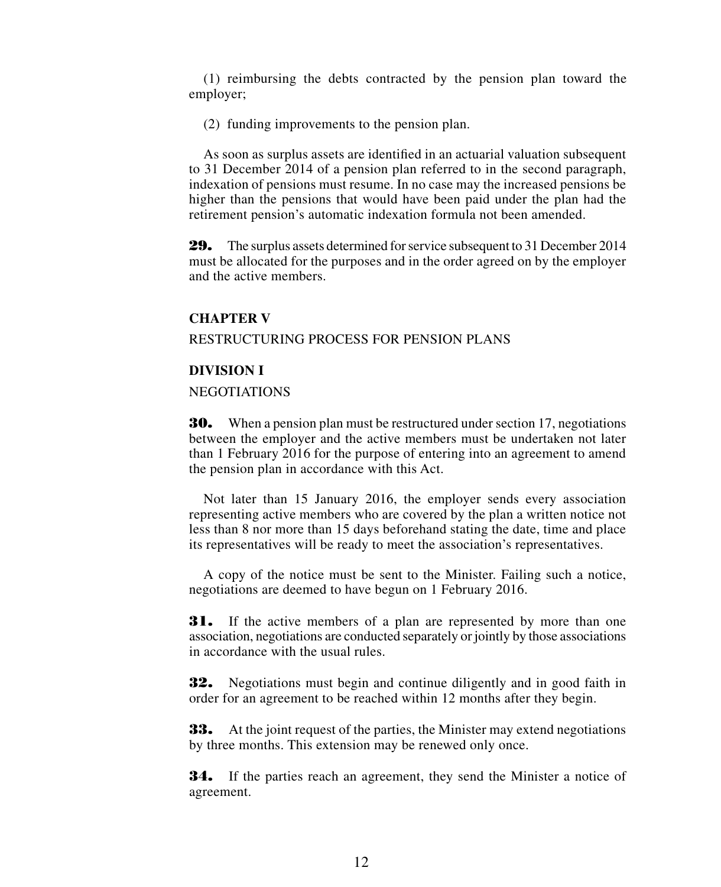(1) reimbursing the debts contracted by the pension plan toward the employer;

(2) funding improvements to the pension plan.

As soon as surplus assets are identified in an actuarial valuation subsequent to 31 December 2014 of a pension plan referred to in the second paragraph, indexation of pensions must resume. In no case may the increased pensions be higher than the pensions that would have been paid under the plan had the retirement pension's automatic indexation formula not been amended.

**29.** The surplus assets determined for service subsequent to 31 December 2014 must be allocated for the purposes and in the order agreed on by the employer and the active members.

## CHAPTER V

RESTRUCTURING PROCESS FOR PENSION PLANS

### DIVISION I

NEGOTIATIONS

**30.** When a pension plan must be restructured under section 17, negotiations between the employer and the active members must be undertaken not later than 1 February 2016 for the purpose of entering into an agreement to amend the pension plan in accordance with this Act.

Not later than 15 January 2016, the employer sends every association representing active members who are covered by the plan a written notice not less than 8 nor more than 15 days beforehand stating the date, time and place its representatives will be ready to meet the association's representatives.

A copy of the notice must be sent to the Minister. Failing such a notice, negotiations are deemed to have begun on 1 February 2016.

**31.** If the active members of a plan are represented by more than one association, negotiations are conducted separately or jointly by those associations in accordance with the usual rules.

**32.** Negotiations must begin and continue diligently and in good faith in order for an agreement to be reached within 12 months after they begin.

**33.** At the joint request of the parties, the Minister may extend negotiations by three months. This extension may be renewed only once.

**34.** If the parties reach an agreement, they send the Minister a notice of agreement.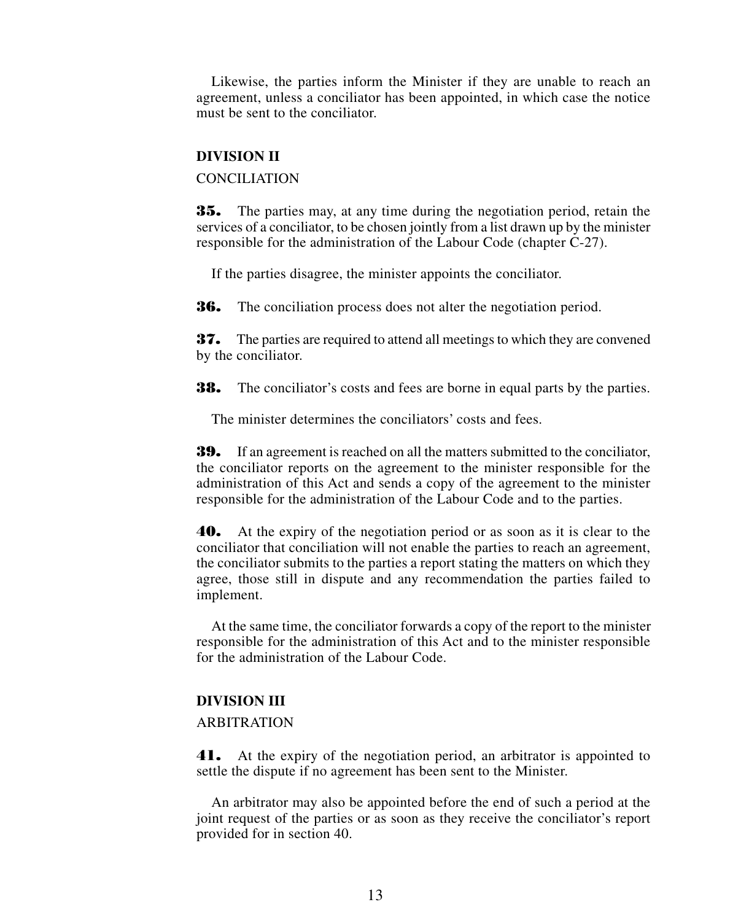Likewise, the parties inform the Minister if they are unable to reach an agreement, unless a conciliator has been appointed, in which case the notice must be sent to the conciliator.

**DIVISION II**

CONCILIATION

**35.** The parties may, at any time during the negotiation period, retain the services of a conciliator, to be chosen jointly from a list drawn up by the minister responsible for the administration of the Labour Code (chapter C-27).

If the parties disagree, the minister appoints the conciliator.

**36.** The conciliation process does not alter the negotiation period.

**37.** The parties are required to attend all meetings to which they are convened by the conciliator.

**38.** The conciliator's costs and fees are borne in equal parts by the parties.

The minister determines the conciliators' costs and fees.

**39.** If an agreement is reached on all the matters submitted to the conciliator, the conciliator reports on the agreement to the minister responsible for the administration of this Act and sends a copy of the agreement to the minister responsible for the administration of the Labour Code and to the parties.

**40.** At the expiry of the negotiation period or as soon as it is clear to the conciliator that conciliation will not enable the parties to reach an agreement, the conciliator submits to the parties a report stating the matters on which they agree, those still in dispute and any recommendation the parties failed to implement.

At the same time, the conciliator forwards a copy of the report to the minister responsible for the administration of this Act and to the minister responsible for the administration of the Labour Code.

**DIVISION III**

ARBITRATION

**41.** At the expiry of the negotiation period, an arbitrator is appointed to settle the dispute if no agreement has been sent to the Minister.

An arbitrator may also be appointed before the end of such a period at the joint request of the parties or as soon as they receive the conciliator's report provided for in section 40.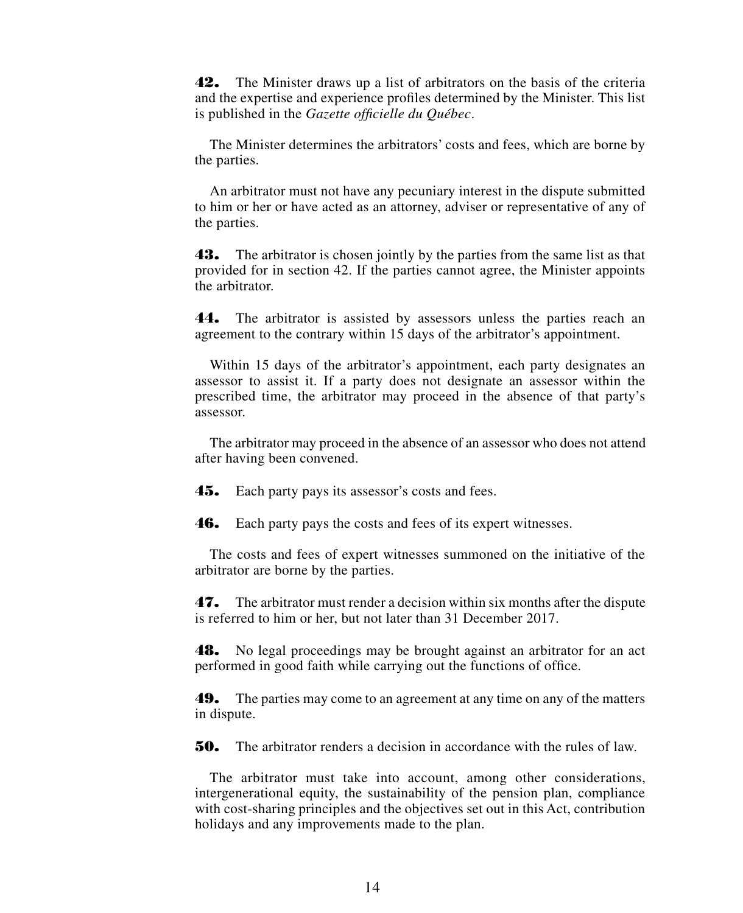**42.** The Minister draws up a list of arbitrators on the basis of the criteria and the expertise and experience profiles determined by the Minister. This list is published in the *Gazette officielle du Québec*.

The Minister determines the arbitrators' costs and fees, which are borne by the parties.

An arbitrator must not have any pecuniary interest in the dispute submitted to him or her or have acted as an attorney, adviser or representative of any of the parties.

**43.** The arbitrator is chosen jointly by the parties from the same list as that provided for in section 42. If the parties cannot agree, the Minister appoints the arbitrator.

**44.** The arbitrator is assisted by assessors unless the parties reach an agreement to the contrary within 15 days of the arbitrator's appointment.

Within 15 days of the arbitrator's appointment, each party designates an assessor to assist it. If a party does not designate an assessor within the prescribed time, the arbitrator may proceed in the absence of that party's assessor.

The arbitrator may proceed in the absence of an assessor who does not attend after having been convened.

**45.** Each party pays its assessor's costs and fees.

**46.** Each party pays the costs and fees of its expert witnesses.

The costs and fees of expert witnesses summoned on the initiative of the arbitrator are borne by the parties.

**47.** The arbitrator must render a decision within six months after the dispute is referred to him or her, but not later than 31 December 2017.

**48.** No legal proceedings may be brought against an arbitrator for an act performed in good faith while carrying out the functions of office.

**49.** The parties may come to an agreement at any time on any of the matters in dispute.

**50.** The arbitrator renders a decision in accordance with the rules of law.

The arbitrator must take into account, among other considerations, intergenerational equity, the sustainability of the pension plan, compliance with cost-sharing principles and the objectives set out in this Act, contribution holidays and any improvements made to the plan.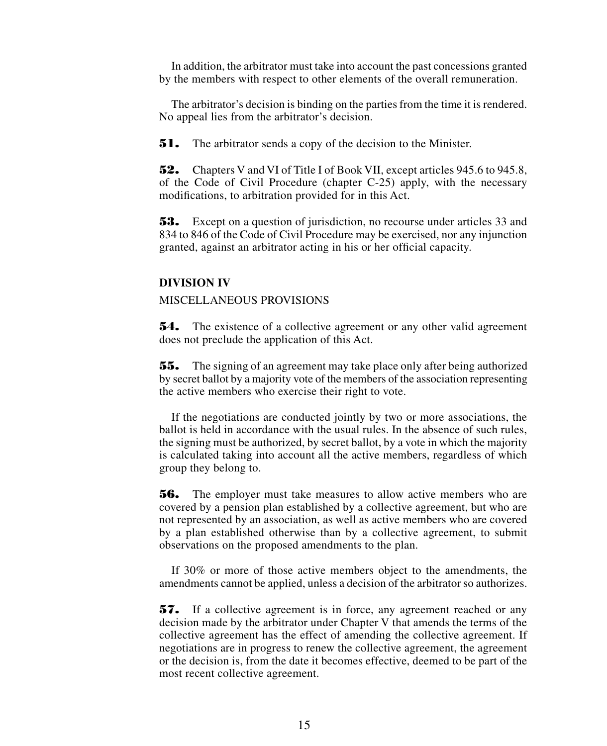In addition, the arbitrator must take into account the past concessions granted by the members with respect to other elements of the overall remuneration.

The arbitrator's decision is binding on the parties from the time it is rendered. No appeal lies from the arbitrator's decision.

**51.** The arbitrator sends a copy of the decision to the Minister.

**52.** Chapters V and VI of Title I of Book VII, except articles 945.6 to 945.8, of the Code of Civil Procedure (chapter C-25) apply, with the necessary modifications, to arbitration provided for in this Act.

**53.** Except on a question of jurisdiction, no recourse under articles 33 and 834 to 846 of the Code of Civil Procedure may be exercised, nor any injunction granted, against an arbitrator acting in his or her official capacity.

**DIVISION IV**

MISCELLANEOUS PROVISIONS

**54.** The existence of a collective agreement or any other valid agreement does not preclude the application of this Act.

**55.** The signing of an agreement may take place only after being authorized by secret ballot by a majority vote of the members of the association representing the active members who exercise their right to vote.

If the negotiations are conducted jointly by two or more associations, the ballot is held in accordance with the usual rules. In the absence of such rules, the signing must be authorized, by secret ballot, by a vote in which the majority is calculated taking into account all the active members, regardless of which group they belong to.

**56.** The employer must take measures to allow active members who are covered by a pension plan established by a collective agreement, but who are not represented by an association, as well as active members who are covered by a plan established otherwise than by a collective agreement, to submit observations on the proposed amendments to the plan.

If 30% or more of those active members object to the amendments, the amendments cannot be applied, unless a decision of the arbitrator so authorizes.

**57.** If a collective agreement is in force, any agreement reached or any decision made by the arbitrator under Chapter V that amends the terms of the collective agreement has the effect of amending the collective agreement. If negotiations are in progress to renew the collective agreement, the agreement or the decision is, from the date it becomes effective, deemed to be part of the most recent collective agreement.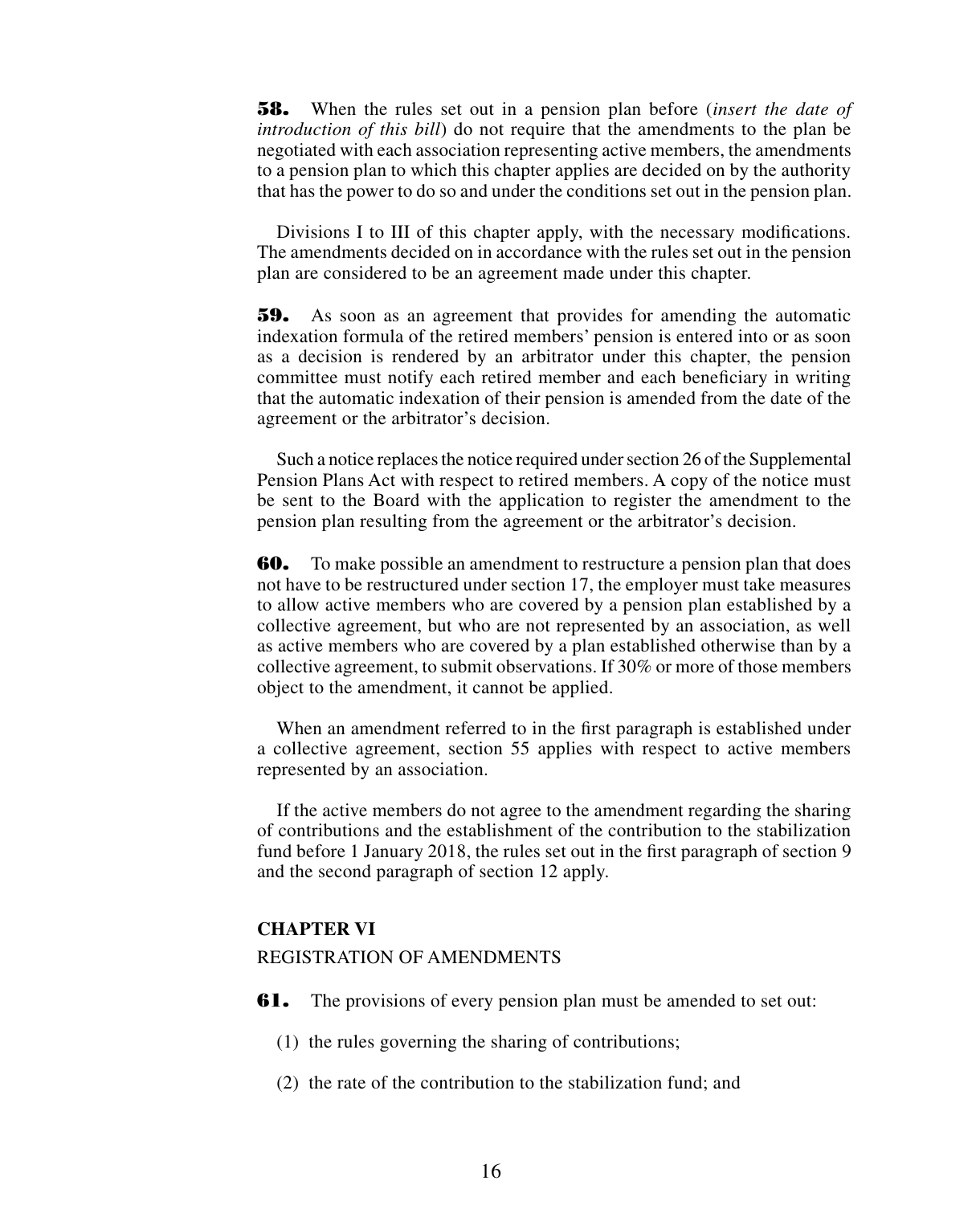**58.** When the rules set out in a pension plan before (*insert the date of introduction of this bill*) do not require that the amendments to the plan be negotiated with each association representing active members, the amendments to a pension plan to which this chapter applies are decided on by the authority that has the power to do so and under the conditions set out in the pension plan.

Divisions I to III of this chapter apply, with the necessary modifications. The amendments decided on in accordance with the rules set out in the pension plan are considered to be an agreement made under this chapter.

**59.** As soon as an agreement that provides for amending the automatic indexation formula of the retired members' pension is entered into or as soon as a decision is rendered by an arbitrator under this chapter, the pension committee must notify each retired member and each beneficiary in writing that the automatic indexation of their pension is amended from the date of the agreement or the arbitrator's decision.

Such a notice replaces the notice required under section 26 of the Supplemental Pension Plans Act with respect to retired members. A copy of the notice must be sent to the Board with the application to register the amendment to the pension plan resulting from the agreement or the arbitrator's decision.

**60.** To make possible an amendment to restructure a pension plan that does not have to be restructured under section 17, the employer must take measures to allow active members who are covered by a pension plan established by a collective agreement, but who are not represented by an association, as well as active members who are covered by a plan established otherwise than by a collective agreement, to submit observations. If 30% or more of those members object to the amendment, it cannot be applied.

When an amendment referred to in the first paragraph is established under a collective agreement, section 55 applies with respect to active members represented by an association.

If the active members do not agree to the amendment regarding the sharing of contributions and the establishment of the contribution to the stabilization fund before 1 January 2018, the rules set out in the first paragraph of section 9 and the second paragraph of section 12 apply.

## CHAPTER VI

REGISTRATION OF AMENDMENTS

**61.** The provisions of every pension plan must be amended to set out:

(1) the rules governing the sharing of contributions;

(2) the rate of the contribution to the stabilization fund; and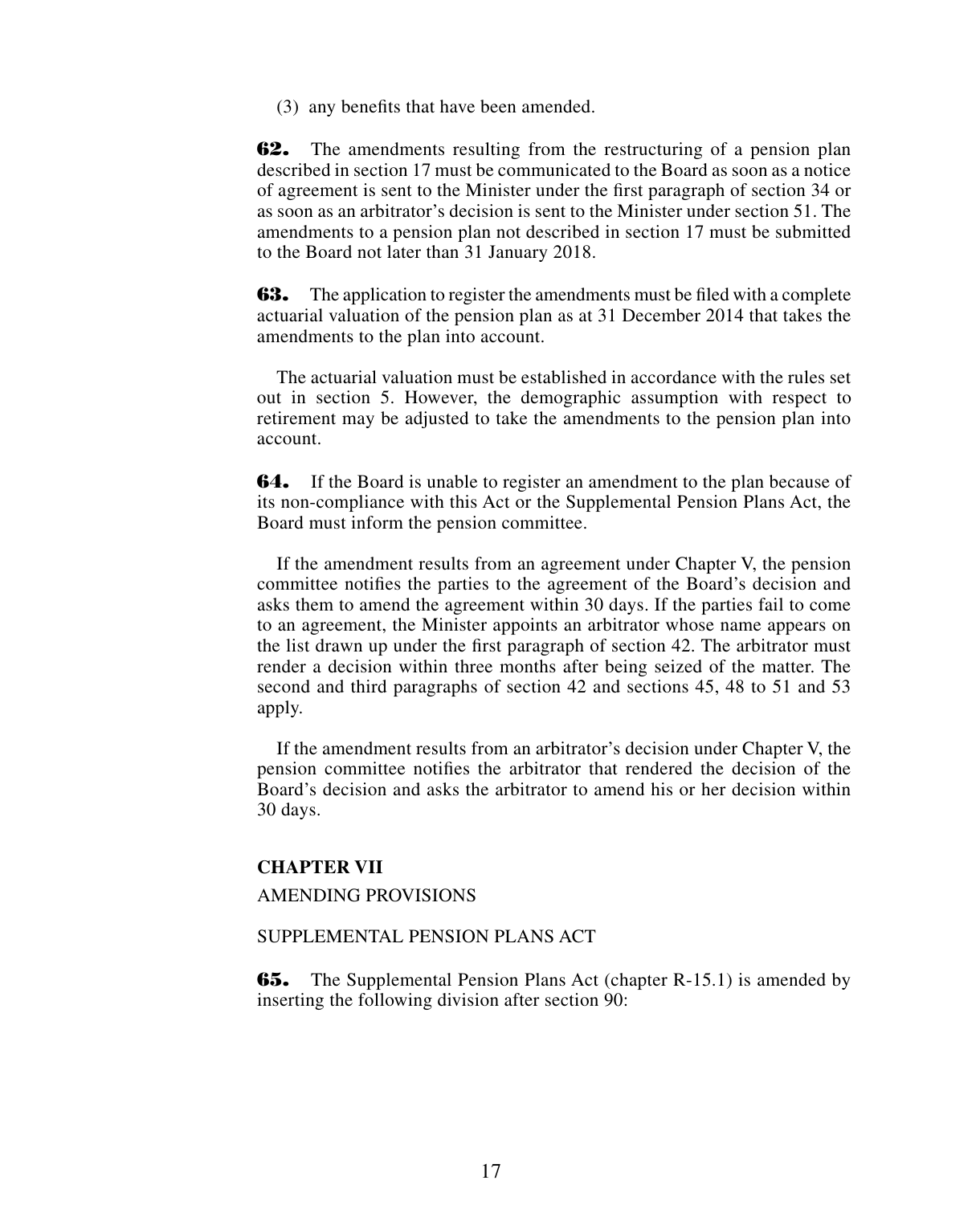(3) any benefits that have been amended.

**62.** The amendments resulting from the restructuring of a pension plan described in section 17 must be communicated to the Board as soon as a notice of agreement is sent to the Minister under the first paragraph of section 34 or as soon as an arbitrator's decision is sent to the Minister under section 51. The amendments to a pension plan not described in section 17 must be submitted to the Board not later than 31 January 2018.

**63.** The application to register the amendments must be filed with a complete actuarial valuation of the pension plan as at 31 December 2014 that takes the amendments to the plan into account.

The actuarial valuation must be established in accordance with the rules set out in section 5. However, the demographic assumption with respect to retirement may be adjusted to take the amendments to the pension plan into account.

**64.** If the Board is unable to register an amendment to the plan because of its non-compliance with this Act or the Supplemental Pension Plans Act, the Board must inform the pension committee.

If the amendment results from an agreement under Chapter V, the pension committee notifies the parties to the agreement of the Board's decision and asks them to amend the agreement within 30 days. If the parties fail to come to an agreement, the Minister appoints an arbitrator whose name appears on the list drawn up under the first paragraph of section 42. The arbitrator must render a decision within three months after being seized of the matter. The second and third paragraphs of section 42 and sections 45, 48 to 51 and 53 apply.

If the amendment results from an arbitrator's decision under Chapter V, the pension committee notifies the arbitrator that rendered the decision of the Board's decision and asks the arbitrator to amend his or her decision within 30 days.

## CHAPTER VII

AMENDING PROVISIONS

SUPPLEMENTAL PENSION PLANS ACT

**65.** The Supplemental Pension Plans Act (chapter R-15.1) is amended by inserting the following division after section 90: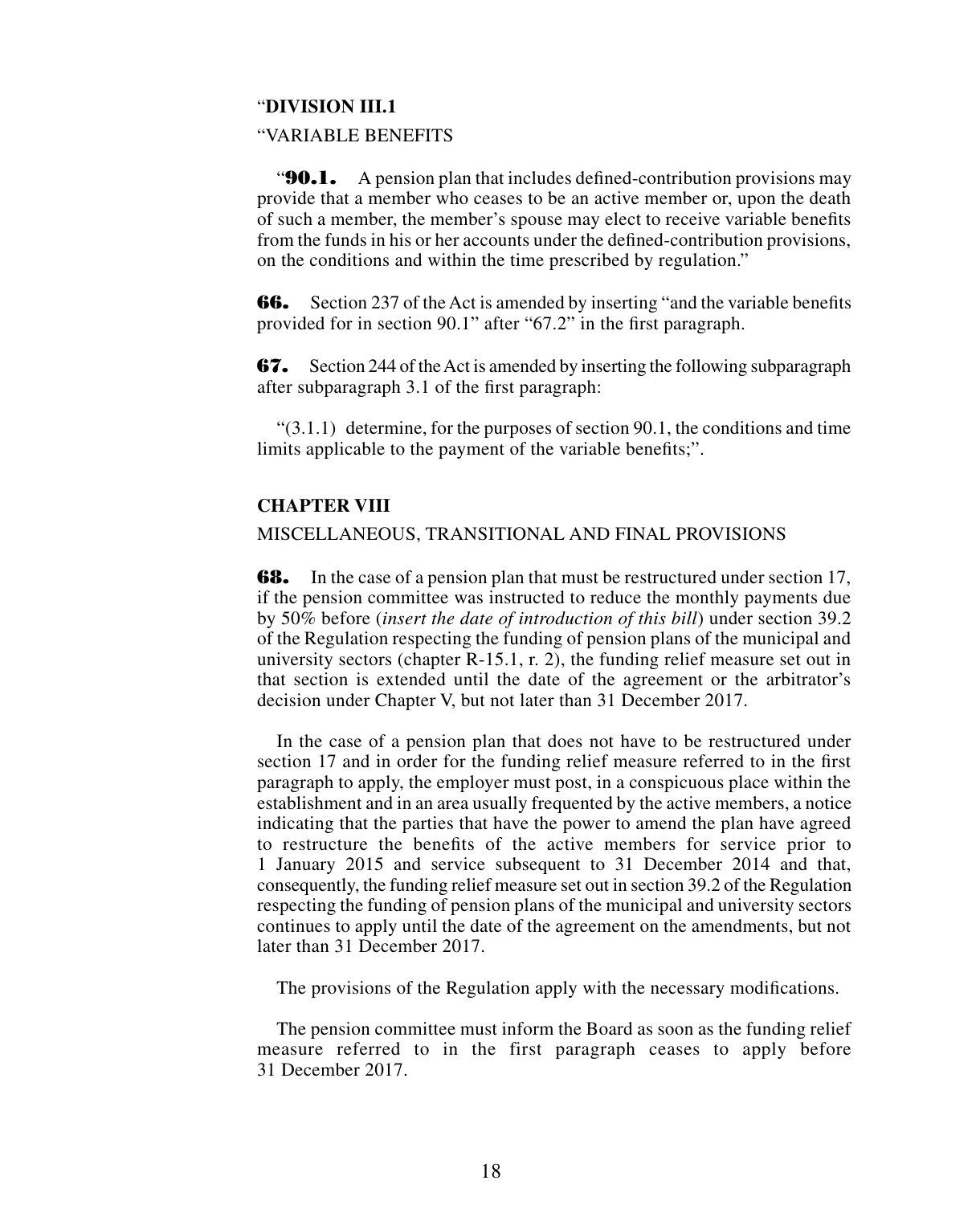"**DIVISION III.1**

"VARIABLE BENEFITS

"**90.1.** A pension plan that includes defined-contribution provisions may provide that a member who ceases to be an active member or, upon the death of such a member, the member's spouse may elect to receive variable benefits from the funds in his or her accounts under the defined-contribution provisions, on the conditions and within the time prescribed by regulation."

**66.** Section 237 of the Act is amended by inserting "and the variable benefits provided for in section 90.1" after "67.2" in the first paragraph.

**67.** Section 244 of the Act is amended by inserting the following subparagraph after subparagraph 3.1 of the first paragraph:

"(3.1.1) determine, for the purposes of section 90.1, the conditions and time limits applicable to the payment of the variable benefits;".

## CHAPTER VIII

MISCELLANEOUS, TRANSITIONAL AND FINAL PROVISIONS

**68.** In the case of a pension plan that must be restructured under section 17, if the pension committee was instructed to reduce the monthly payments due by 50% before (*insert the date of introduction of this bill*) under section 39.2 of the Regulation respecting the funding of pension plans of the municipal and university sectors (chapter R-15.1, r. 2), the funding relief measure set out in that section is extended until the date of the agreement or the arbitrator's decision under Chapter V, but not later than 31 December 2017.

In the case of a pension plan that does not have to be restructured under section 17 and in order for the funding relief measure referred to in the first paragraph to apply, the employer must post, in a conspicuous place within the establishment and in an area usually frequented by the active members, a notice indicating that the parties that have the power to amend the plan have agreed to restructure the benefits of the active members for service prior to 1 January 2015 and service subsequent to 31 December 2014 and that, consequently, the funding relief measure set out in section 39.2 of the Regulation respecting the funding of pension plans of the municipal and university sectors continues to apply until the date of the agreement on the amendments, but not later than 31 December 2017.

The provisions of the Regulation apply with the necessary modifications.

The pension committee must inform the Board as soon as the funding relief measure referred to in the first paragraph ceases to apply before 31 December 2017.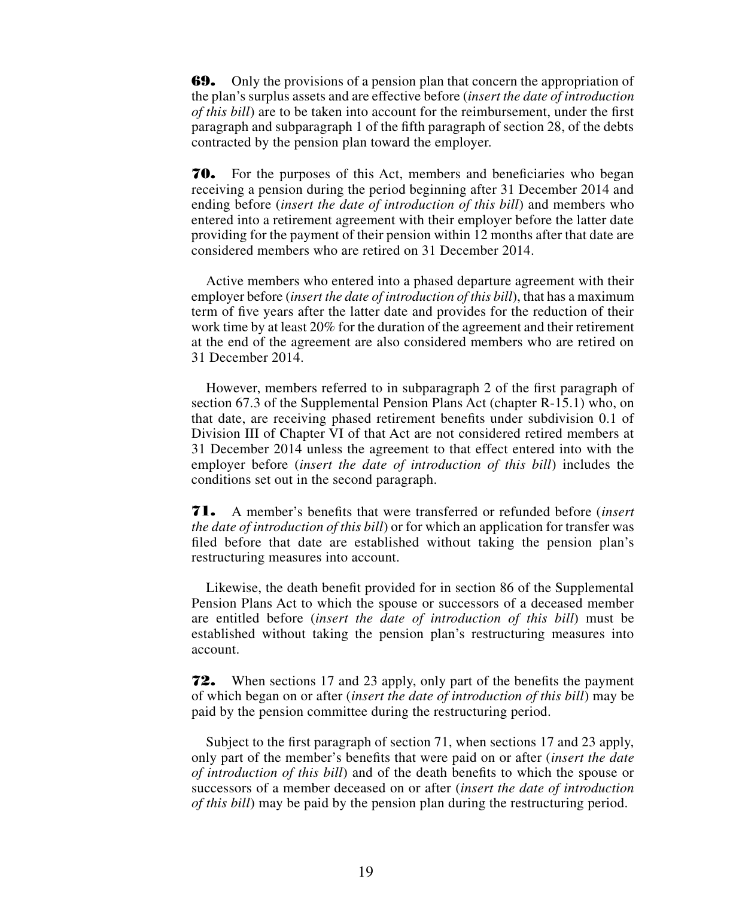**69.** Only the provisions of a pension plan that concern the appropriation of the plan's surplus assets and are effective before (*insert the date of introduction of this bill*) are to be taken into account for the reimbursement, under the first paragraph and subparagraph 1 of the fifth paragraph of section 28, of the debts contracted by the pension plan toward the employer.

**70.** For the purposes of this Act, members and beneficiaries who began receiving a pension during the period beginning after 31 December 2014 and ending before (*insert the date of introduction of this bill*) and members who entered into a retirement agreement with their employer before the latter date providing for the payment of their pension within 12 months after that date are considered members who are retired on 31 December 2014.

Active members who entered into a phased departure agreement with their employer before (*insert the date of introduction of this bill*), that has a maximum term of five years after the latter date and provides for the reduction of their work time by at least 20% for the duration of the agreement and their retirement at the end of the agreement are also considered members who are retired on 31 December 2014.

However, members referred to in subparagraph 2 of the first paragraph of section 67.3 of the Supplemental Pension Plans Act (chapter R-15.1) who, on that date, are receiving phased retirement benefits under subdivision 0.1 of Division III of Chapter VI of that Act are not considered retired members at 31 December 2014 unless the agreement to that effect entered into with the employer before (*insert the date of introduction of this bill*) includes the conditions set out in the second paragraph.

**71.** A member's benefits that were transferred or refunded before (*insert the date of introduction of this bill*) or for which an application for transfer was filed before that date are established without taking the pension plan's restructuring measures into account.

Likewise, the death benefit provided for in section 86 of the Supplemental Pension Plans Act to which the spouse or successors of a deceased member are entitled before (*insert the date of introduction of this bill*) must be established without taking the pension plan's restructuring measures into account.

**72.** When sections 17 and 23 apply, only part of the benefits the payment of which began on or after (*insert the date of introduction of this bill*) may be paid by the pension committee during the restructuring period.

Subject to the first paragraph of section 71, when sections 17 and 23 apply, only part of the member's benefits that were paid on or after (*insert the date of introduction of this bill*) and of the death benefits to which the spouse or successors of a member deceased on or after (*insert the date of introduction of this bill*) may be paid by the pension plan during the restructuring period.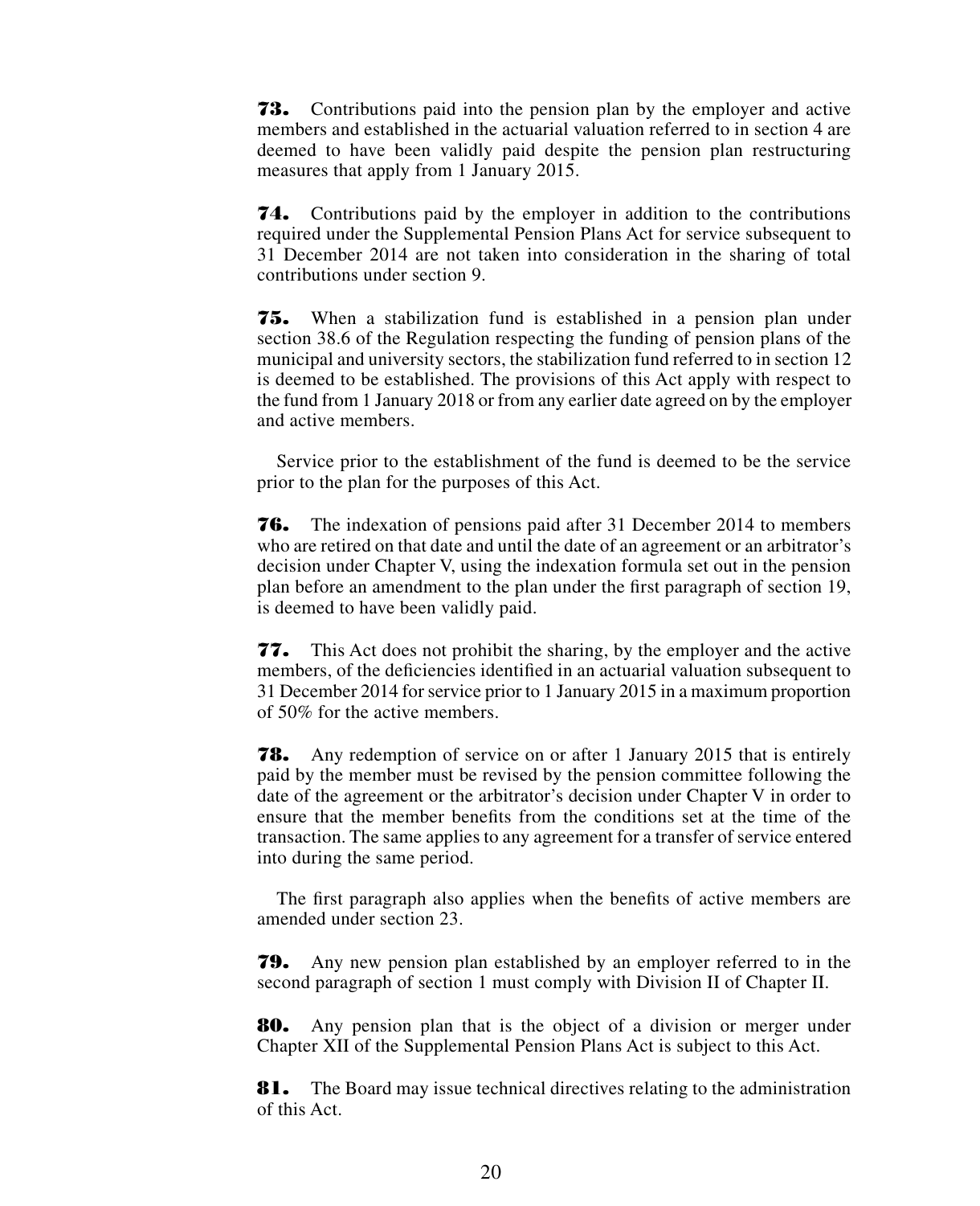**73.** Contributions paid into the pension plan by the employer and active members and established in the actuarial valuation referred to in section 4 are deemed to have been validly paid despite the pension plan restructuring measures that apply from 1 January 2015.

**74.** Contributions paid by the employer in addition to the contributions required under the Supplemental Pension Plans Act for service subsequent to 31 December 2014 are not taken into consideration in the sharing of total contributions under section 9.

**75.** When a stabilization fund is established in a pension plan under section 38.6 of the Regulation respecting the funding of pension plans of the municipal and university sectors, the stabilization fund referred to in section 12 is deemed to be established. The provisions of this Act apply with respect to the fund from 1 January 2018 or from any earlier date agreed on by the employer and active members.

Service prior to the establishment of the fund is deemed to be the service prior to the plan for the purposes of this Act.

**76.** The indexation of pensions paid after 31 December 2014 to members who are retired on that date and until the date of an agreement or an arbitrator's decision under Chapter V, using the indexation formula set out in the pension plan before an amendment to the plan under the first paragraph of section 19, is deemed to have been validly paid.

**77.** This Act does not prohibit the sharing, by the employer and the active members, of the deficiencies identified in an actuarial valuation subsequent to 31 December 2014 for service prior to 1 January 2015 in a maximum proportion of 50% for the active members.

**78.** Any redemption of service on or after 1 January 2015 that is entirely paid by the member must be revised by the pension committee following the date of the agreement or the arbitrator's decision under Chapter V in order to ensure that the member benefits from the conditions set at the time of the transaction. The same applies to any agreement for a transfer of service entered into during the same period.

The first paragraph also applies when the benefits of active members are amended under section 23.

**79.** Any new pension plan established by an employer referred to in the second paragraph of section 1 must comply with Division II of Chapter II.

**80.** Any pension plan that is the object of a division or merger under Chapter XII of the Supplemental Pension Plans Act is subject to this Act.

**81.** The Board may issue technical directives relating to the administration of this Act.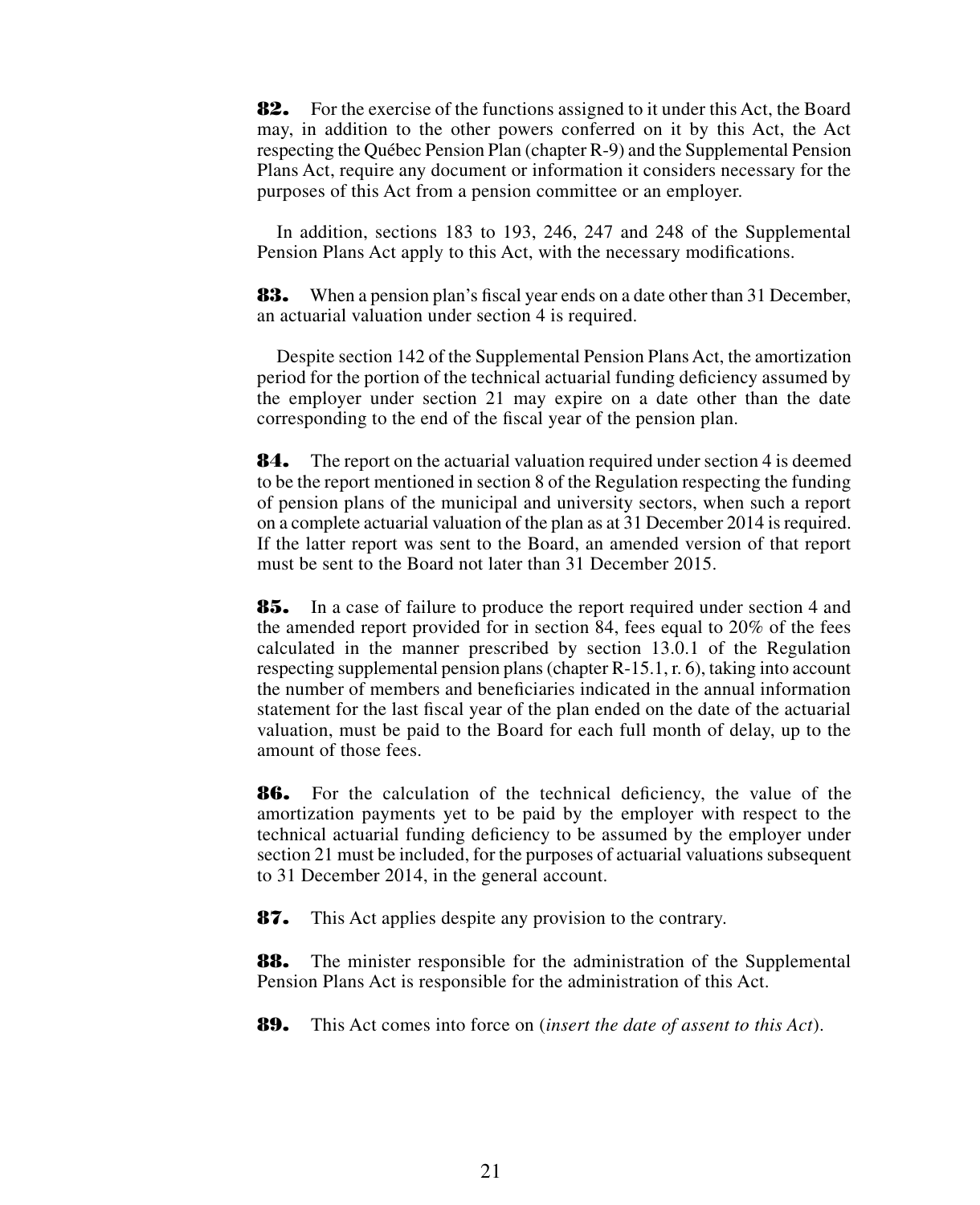**82.** For the exercise of the functions assigned to it under this Act, the Board may, in addition to the other powers conferred on it by this Act, the Act respecting the Québec Pension Plan (chapter R-9) and the Supplemental Pension Plans Act, require any document or information it considers necessary for the purposes of this Act from a pension committee or an employer.

In addition, sections 183 to 193, 246, 247 and 248 of the Supplemental Pension Plans Act apply to this Act, with the necessary modifications.

**83.** When a pension plan's fiscal year ends on a date other than 31 December, an actuarial valuation under section 4 is required.

Despite section 142 of the Supplemental Pension Plans Act, the amortization period for the portion of the technical actuarial funding deficiency assumed by the employer under section 21 may expire on a date other than the date corresponding to the end of the fiscal year of the pension plan.

**84.** The report on the actuarial valuation required under section 4 is deemed to be the report mentioned in section 8 of the Regulation respecting the funding of pension plans of the municipal and university sectors, when such a report on a complete actuarial valuation of the plan as at 31 December 2014 is required. If the latter report was sent to the Board, an amended version of that report must be sent to the Board not later than 31 December 2015.

**85.** In a case of failure to produce the report required under section 4 and the amended report provided for in section 84, fees equal to 20% of the fees calculated in the manner prescribed by section 13.0.1 of the Regulation respecting supplemental pension plans (chapter R-15.1, r. 6), taking into account the number of members and beneficiaries indicated in the annual information statement for the last fiscal year of the plan ended on the date of the actuarial valuation, must be paid to the Board for each full month of delay, up to the amount of those fees.

**86.** For the calculation of the technical deficiency, the value of the amortization payments yet to be paid by the employer with respect to the technical actuarial funding deficiency to be assumed by the employer under section 21 must be included, for the purposes of actuarial valuations subsequent to 31 December 2014, in the general account.

**87.** This Act applies despite any provision to the contrary.

**88.** The minister responsible for the administration of the Supplemental Pension Plans Act is responsible for the administration of this Act.

**89.** This Act comes into force on (*insert the date of assent to this Act*).